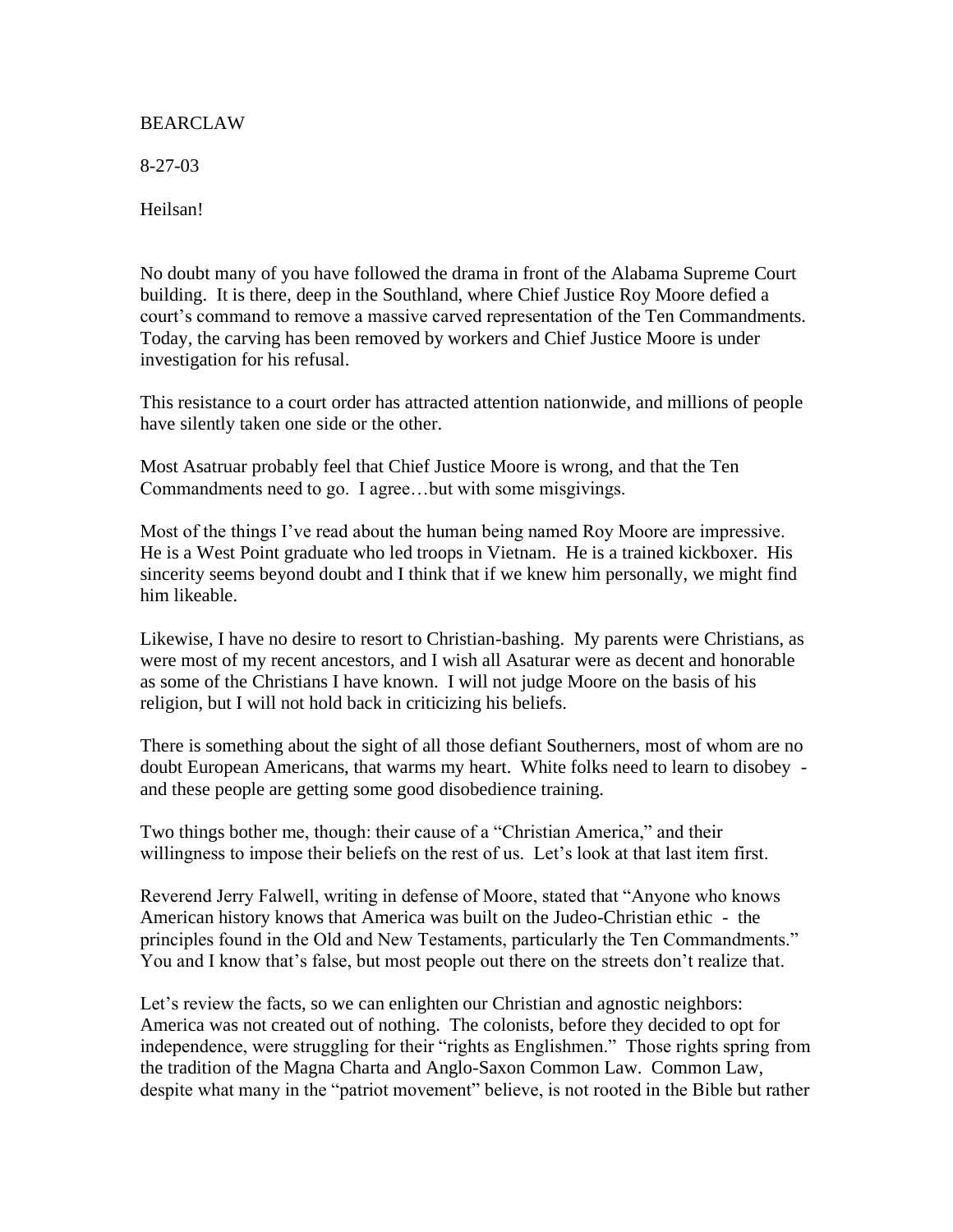BEARCLAW

8-27-03

Heilsan!

No doubt many of you have followed the drama in front of the Alabama Supreme Court building. It is there, deep in the Southland, where Chief Justice Roy Moore defied a court's command to remove a massive carved representation of the Ten Commandments. Today, the carving has been removed by workers and Chief Justice Moore is under investigation for his refusal.

This resistance to a court order has attracted attention nationwide, and millions of people have silently taken one side or the other.

Most Asatruar probably feel that Chief Justice Moore is wrong, and that the Ten Commandments need to go. I agree…but with some misgivings.

Most of the things I've read about the human being named Roy Moore are impressive. He is a West Point graduate who led troops in Vietnam. He is a trained kickboxer. His sincerity seems beyond doubt and I think that if we knew him personally, we might find him likeable.

Likewise, I have no desire to resort to Christian-bashing. My parents were Christians, as were most of my recent ancestors, and I wish all Asaturar were as decent and honorable as some of the Christians I have known. I will not judge Moore on the basis of his religion, but I will not hold back in criticizing his beliefs.

There is something about the sight of all those defiant Southerners, most of whom are no doubt European Americans, that warms my heart. White folks need to learn to disobey - and these people are getting some good disobedience training.

Two things bother me, though: their cause of a "Christian America," and their willingness to impose their beliefs on the rest of us. Let's look at that last item first.

Reverend Jerry Falwell, writing in defense of Moore, stated that "Anyone who knows American history knows that America was built on the Judeo-Christian ethic - the principles found in the Old and New Testaments, particularly the Ten Commandments." You and I know that's false, but most people out there on the streets don't realize that.

Let's review the facts, so we can enlighten our Christian and agnostic neighbors: America was not created out of nothing. The colonists, before they decided to opt for independence, were struggling for their "rights as Englishmen." Those rights spring from the tradition of the Magna Charta and Anglo-Saxon Common Law. Common Law, despite what many in the "patriot movement" believe, is not rooted in the Bible but rather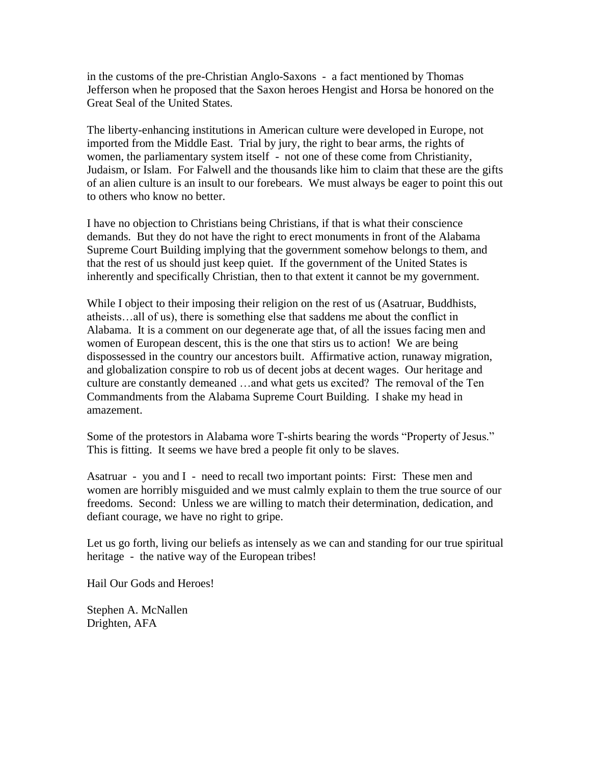in the customs of the pre-Christian Anglo-Saxons - a fact mentioned by Thomas Jefferson when he proposed that the Saxon heroes Hengist and Horsa be honored on the Great Seal of the United States.

The liberty-enhancing institutions in American culture were developed in Europe, not imported from the Middle East. Trial by jury, the right to bear arms, the rights of women, the parliamentary system itself - not one of these come from Christianity, Judaism, or Islam. For Falwell and the thousands like him to claim that these are the gifts of an alien culture is an insult to our forebears. We must always be eager to point this out to others who know no better.

I have no objection to Christians being Christians, if that is what their conscience demands. But they do not have the right to erect monuments in front of the Alabama Supreme Court Building implying that the government somehow belongs to them, and that the rest of us should just keep quiet. If the government of the United States is inherently and specifically Christian, then to that extent it cannot be my government.

While I object to their imposing their religion on the rest of us (Asatruar, Buddhists, atheists…all of us), there is something else that saddens me about the conflict in Alabama. It is a comment on our degenerate age that, of all the issues facing men and women of European descent, this is the one that stirs us to action! We are being dispossessed in the country our ancestors built. Affirmative action, runaway migration, and globalization conspire to rob us of decent jobs at decent wages. Our heritage and culture are constantly demeaned …and what gets us excited? The removal of the Ten Commandments from the Alabama Supreme Court Building. I shake my head in amazement.

Some of the protestors in Alabama wore T-shirts bearing the words "Property of Jesus." This is fitting. It seems we have bred a people fit only to be slaves.

Asatruar - you and I - need to recall two important points: First: These men and women are horribly misguided and we must calmly explain to them the true source of our freedoms. Second: Unless we are willing to match their determination, dedication, and defiant courage, we have no right to gripe.

Let us go forth, living our beliefs as intensely as we can and standing for our true spiritual heritage - the native way of the European tribes!

Hail Our Gods and Heroes!

Stephen A. McNallen
Drighten, AFA